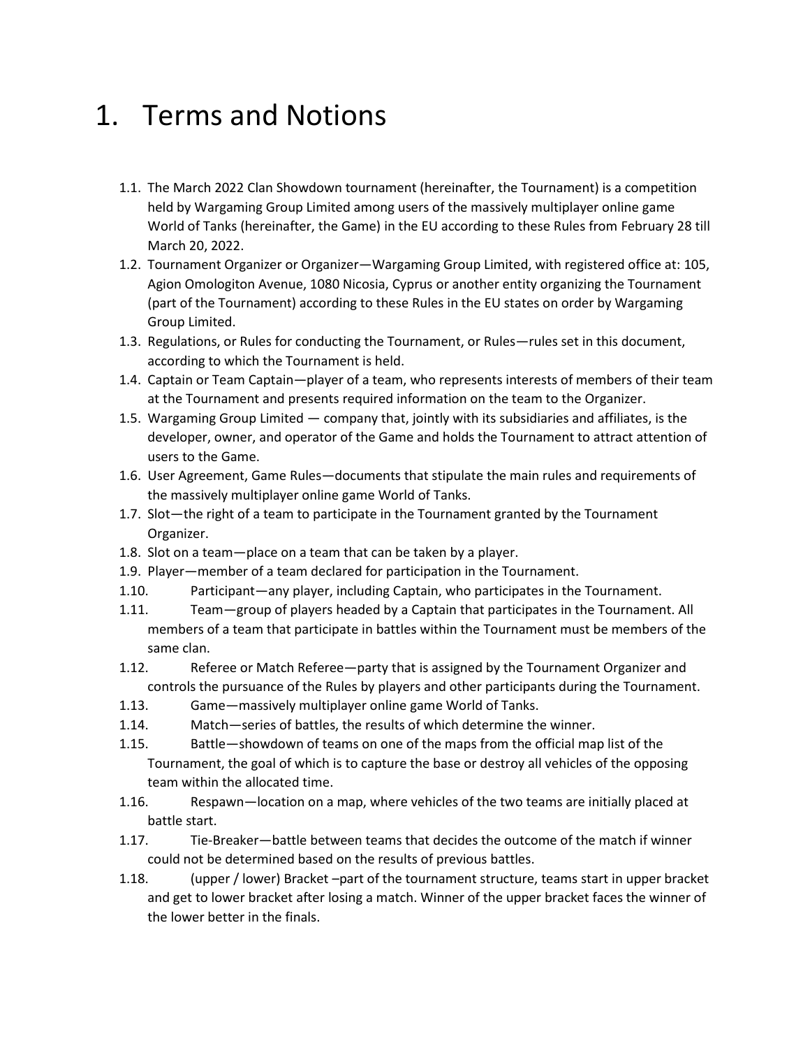# 1. Terms and Notions

1.1. The March 2022 Clan Showdown tournament (hereinafter, the Tournament) is a competition held by Wargaming Group Limited among users of the massively multiplayer online game World of Tanks (hereinafter, the Game) in the EU according to these Rules from February 28 till March 20, 2022.

1.2. Tournament Organizer or Organizer—Wargaming Group Limited, with registered office at: 105, Agion Omologiton Avenue, 1080 Nicosia, Cyprus or another entity organizing the Tournament (part of the Tournament) according to these Rules in the EU states on order by Wargaming Group Limited.

1.3. Regulations, or Rules for conducting the Tournament, or Rules—rules set in this document, according to which the Tournament is held.

1.4. Captain or Team Captain—player of a team, who represents interests of members of their team at the Tournament and presents required information on the team to the Organizer.

1.5. Wargaming Group Limited — company that, jointly with its subsidiaries and affiliates, is the developer, owner, and operator of the Game and holds the Tournament to attract attention of users to the Game.

1.6. User Agreement, Game Rules—documents that stipulate the main rules and requirements of the massively multiplayer online game World of Tanks.

1.7. Slot—the right of a team to participate in the Tournament granted by the Tournament Organizer.

1.8. Slot on a team—place on a team that can be taken by a player.

1.9. Player—member of a team declared for participation in the Tournament.

1.10. Participant—any player, including Captain, who participates in the Tournament.

1.11. Team—group of players headed by a Captain that participates in the Tournament. All members of a team that participate in battles within the Tournament must be members of the same clan.

1.12. Referee or Match Referee—party that is assigned by the Tournament Organizer and controls the pursuance of the Rules by players and other participants during the Tournament.

1.13. Game—massively multiplayer online game World of Tanks.

1.14. Match—series of battles, the results of which determine the winner.

1.15. Battle—showdown of teams on one of the maps from the official map list of the Tournament, the goal of which is to capture the base or destroy all vehicles of the opposing team within the allocated time.

1.16. Respawn—location on a map, where vehicles of the two teams are initially placed at battle start.

1.17. Tie-Breaker—battle between teams that decides the outcome of the match if winner could not be determined based on the results of previous battles.

1.18. (upper / lower) Bracket –part of the tournament structure, teams start in upper bracket and get to lower bracket after losing a match. Winner of the upper bracket faces the winner of the lower better in the finals.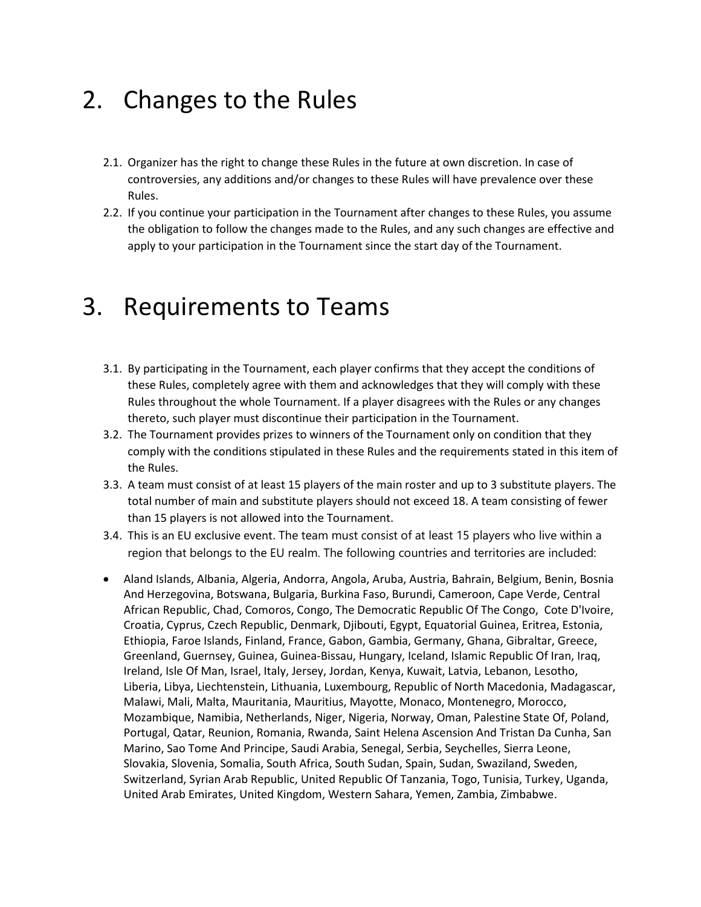# 2. Changes to the Rules

2.1. Organizer has the right to change these Rules in the future at own discretion. In case of controversies, any additions and/or changes to these Rules will have prevalence over these Rules.

2.2. If you continue your participation in the Tournament after changes to these Rules, you assume the obligation to follow the changes made to the Rules, and any such changes are effective and apply to your participation in the Tournament since the start day of the Tournament.

# 3. Requirements to Teams

3.1. By participating in the Tournament, each player confirms that they accept the conditions of these Rules, completely agree with them and acknowledges that they will comply with these Rules throughout the whole Tournament. If a player disagrees with the Rules or any changes thereto, such player must discontinue their participation in the Tournament.

3.2. The Tournament provides prizes to winners of the Tournament only on condition that they comply with the conditions stipulated in these Rules and the requirements stated in this item of the Rules.

3.3. A team must consist of at least 15 players of the main roster and up to 3 substitute players. The total number of main and substitute players should not exceed 18. A team consisting of fewer than 15 players is not allowed into the Tournament.

3.4. This is an EU exclusive event. The team must consist of at least 15 players who live within a region that belongs to the EU realm. The following countries and territories are included:

- Aland Islands, Albania, Algeria, Andorra, Angola, Aruba, Austria, Bahrain, Belgium, Benin, Bosnia And Herzegovina, Botswana, Bulgaria, Burkina Faso, Burundi, Cameroon, Cape Verde, Central African Republic, Chad, Comoros, Congo, The Democratic Republic Of The Congo, Cote D'Ivoire, Croatia, Cyprus, Czech Republic, Denmark, Djibouti, Egypt, Equatorial Guinea, Eritrea, Estonia, Ethiopia, Faroe Islands, Finland, France, Gabon, Gambia, Germany, Ghana, Gibraltar, Greece, Greenland, Guernsey, Guinea, Guinea-Bissau, Hungary, Iceland, Islamic Republic Of Iran, Iraq, Ireland, Isle Of Man, Israel, Italy, Jersey, Jordan, Kenya, Kuwait, Latvia, Lebanon, Lesotho, Liberia, Libya, Liechtenstein, Lithuania, Luxembourg, Republic of North Macedonia, Madagascar, Malawi, Mali, Malta, Mauritania, Mauritius, Mayotte, Monaco, Montenegro, Morocco, Mozambique, Namibia, Netherlands, Niger, Nigeria, Norway, Oman, Palestine State Of, Poland, Portugal, Qatar, Reunion, Romania, Rwanda, Saint Helena Ascension And Tristan Da Cunha, San Marino, Sao Tome And Principe, Saudi Arabia, Senegal, Serbia, Seychelles, Sierra Leone, Slovakia, Slovenia, Somalia, South Africa, South Sudan, Spain, Sudan, Swaziland, Sweden, Switzerland, Syrian Arab Republic, United Republic Of Tanzania, Togo, Tunisia, Turkey, Uganda, United Arab Emirates, United Kingdom, Western Sahara, Yemen, Zambia, Zimbabwe.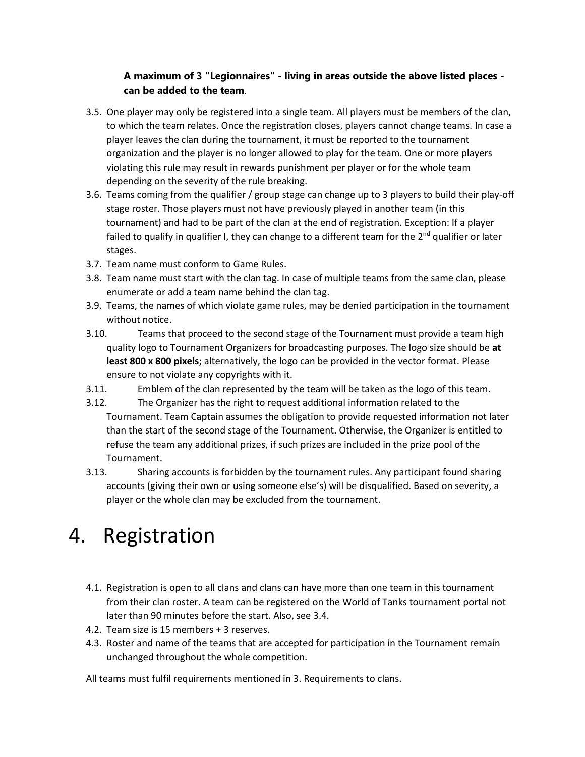**A maximum of 3 "Legionnaires" - living in areas outside the above listed places - can be added to the team**.

3.5. One player may only be registered into a single team. All players must be members of the clan, to which the team relates. Once the registration closes, players cannot change teams. In case a player leaves the clan during the tournament, it must be reported to the tournament organization and the player is no longer allowed to play for the team. One or more players violating this rule may result in rewards punishment per player or for the whole team depending on the severity of the rule breaking.
3.6. Teams coming from the qualifier / group stage can change up to 3 players to build their play-off stage roster. Those players must not have previously played in another team (in this tournament) and had to be part of the clan at the end of registration. Exception: If a player failed to qualify in qualifier I, they can change to a different team for the 2nd qualifier or later stages.
3.7. Team name must conform to Game Rules.
3.8. Team name must start with the clan tag. In case of multiple teams from the same clan, please enumerate or add a team name behind the clan tag.
3.9. Teams, the names of which violate game rules, may be denied participation in the tournament without notice.
3.10. Teams that proceed to the second stage of the Tournament must provide a team high quality logo to Tournament Organizers for broadcasting purposes. The logo size should be **at least 800 x 800 pixels**; alternatively, the logo can be provided in the vector format. Please ensure to not violate any copyrights with it.
3.11. Emblem of the clan represented by the team will be taken as the logo of this team.
3.12. The Organizer has the right to request additional information related to the Tournament. Team Captain assumes the obligation to provide requested information not later than the start of the second stage of the Tournament. Otherwise, the Organizer is entitled to refuse the team any additional prizes, if such prizes are included in the prize pool of the Tournament.
3.13. Sharing accounts is forbidden by the tournament rules. Any participant found sharing accounts (giving their own or using someone else's) will be disqualified. Based on severity, a player or the whole clan may be excluded from the tournament.

# 4. Registration

4.1. Registration is open to all clans and clans can have more than one team in this tournament from their clan roster. A team can be registered on the World of Tanks tournament portal not later than 90 minutes before the start. Also, see 3.4.
4.2. Team size is 15 members + 3 reserves.
4.3. Roster and name of the teams that are accepted for participation in the Tournament remain unchanged throughout the whole competition.

All teams must fulfil requirements mentioned in 3. Requirements to clans.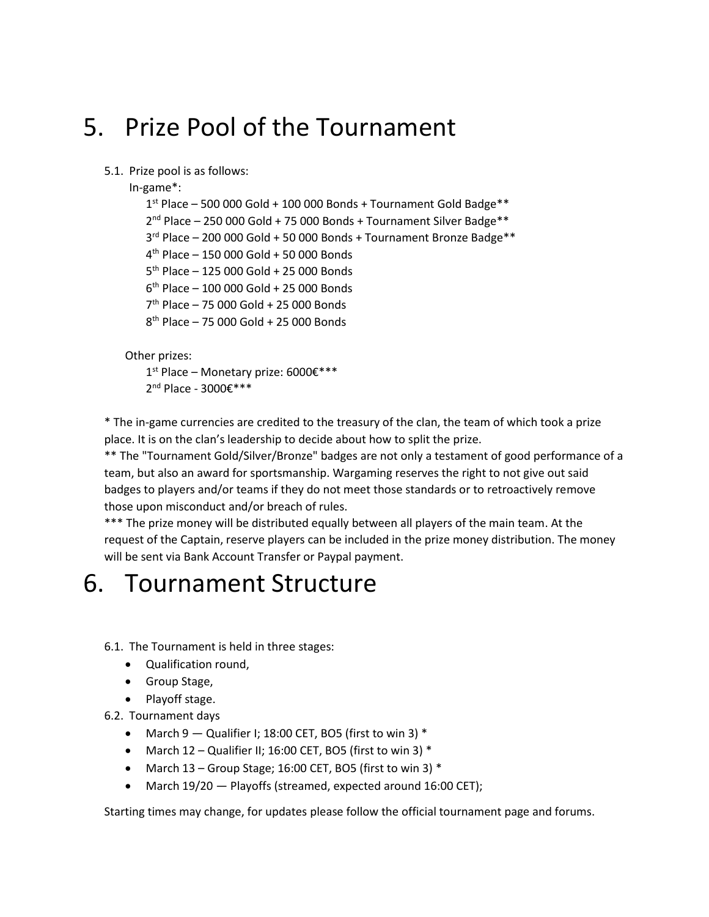# 5. Prize Pool of the Tournament

5.1. Prize pool is as follows:

In-game*:

1st Place – 500 000 Gold + 100 000 Bonds + Tournament Gold Badge**
2nd Place – 250 000 Gold + 75 000 Bonds + Tournament Silver Badge**
3rd Place – 200 000 Gold + 50 000 Bonds + Tournament Bronze Badge**
4th Place – 150 000 Gold + 50 000 Bonds
5th Place – 125 000 Gold + 25 000 Bonds
6th Place – 100 000 Gold + 25 000 Bonds
7th Place – 75 000 Gold + 25 000 Bonds
8th Place – 75 000 Gold + 25 000 Bonds

Other prizes:

1st Place – Monetary prize: 6000€***
2nd Place - 3000€***

* The in-game currencies are credited to the treasury of the clan, the team of which took a prize place. It is on the clan's leadership to decide about how to split the prize.

** The "Tournament Gold/Silver/Bronze" badges are not only a testament of good performance of a team, but also an award for sportsmanship. Wargaming reserves the right to not give out said badges to players and/or teams if they do not meet those standards or to retroactively remove those upon misconduct and/or breach of rules.

*** The prize money will be distributed equally between all players of the main team. At the request of the Captain, reserve players can be included in the prize money distribution. The money will be sent via Bank Account Transfer or Paypal payment.

# 6. Tournament Structure

6.1. The Tournament is held in three stages:

- Qualification round,
- Group Stage,
- Playoff stage.

6.2. Tournament days

- March 9 — Qualifier I; 18:00 CET, BO5 (first to win 3) *
- March 12 – Qualifier II; 16:00 CET, BO5 (first to win 3) *
- March 13 – Group Stage; 16:00 CET, BO5 (first to win 3) *
- March 19/20 — Playoffs (streamed, expected around 16:00 CET);

Starting times may change, for updates please follow the official tournament page and forums.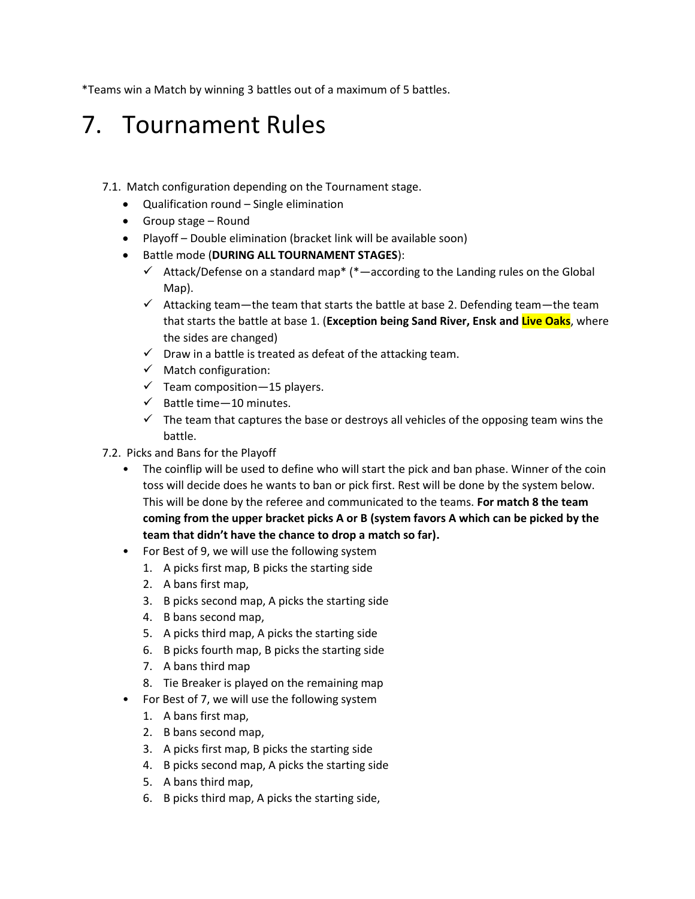*Teams win a Match by winning 3 battles out of a maximum of 5 battles.

# 7. Tournament Rules

7.1. Match configuration depending on the Tournament stage.

- Qualification round – Single elimination
- Group stage – Round
- Playoff – Double elimination (bracket link will be available soon)
- Battle mode (**DURING ALL TOURNAMENT STAGES**):
  - ✓ Attack/Defense on a standard map* (*—according to the Landing rules on the Global Map).
  - ✓ Attacking team—the team that starts the battle at base 2. Defending team—the team that starts the battle at base 1. (**Exception being Sand River, Ensk and Live Oaks**, where the sides are changed)
  - ✓ Draw in a battle is treated as defeat of the attacking team.
  - ✓ Match configuration:
  - ✓ Team composition—15 players.
  - ✓ Battle time—10 minutes.
  - ✓ The team that captures the base or destroys all vehicles of the opposing team wins the battle.

7.2. Picks and Bans for the Playoff

- The coinflip will be used to define who will start the pick and ban phase. Winner of the coin toss will decide does he wants to ban or pick first. Rest will be done by the system below. This will be done by the referee and communicated to the teams. **For match 8 the team coming from the upper bracket picks A or B (system favors A which can be picked by the team that didn't have the chance to drop a match so far).**
- For Best of 9, we will use the following system
  1. A picks first map, B picks the starting side
  2. A bans first map,
  3. B picks second map, A picks the starting side
  4. B bans second map,
  5. A picks third map, A picks the starting side
  6. B picks fourth map, B picks the starting side
  7. A bans third map
  8. Tie Breaker is played on the remaining map
- For Best of 7, we will use the following system
  1. A bans first map,
  2. B bans second map,
  3. A picks first map, B picks the starting side
  4. B picks second map, A picks the starting side
  5. A bans third map,
  6. B picks third map, A picks the starting side,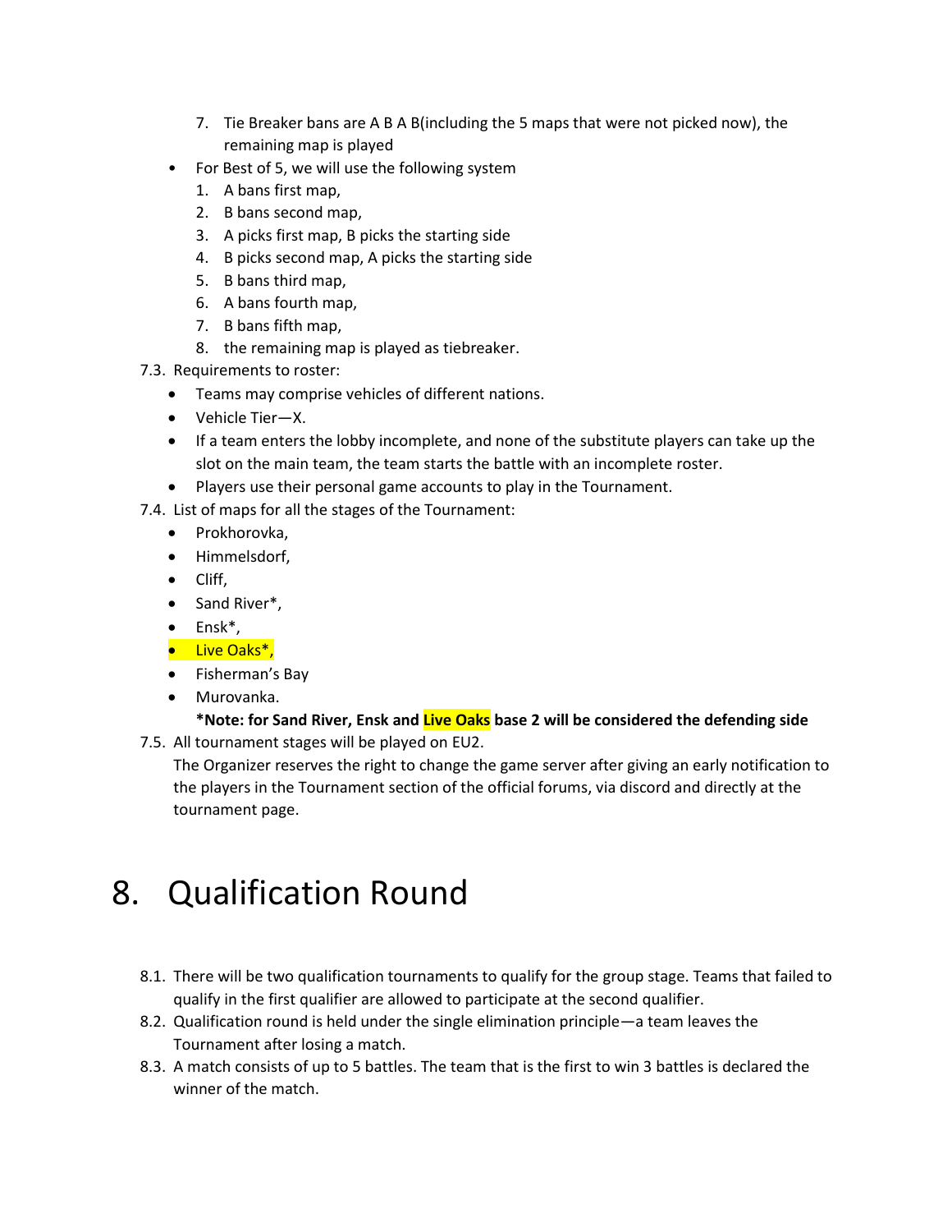7. Tie Breaker bans are A B A B(including the 5 maps that were not picked now), the remaining map is played

- For Best of 5, we will use the following system
    1. A bans first map,
    2. B bans second map,
    3. A picks first map, B picks the starting side
    4. B picks second map, A picks the starting side
    5. B bans third map,
    6. A bans fourth map,
    7. B bans fifth map,
    8. the remaining map is played as tiebreaker.

7.3. Requirements to roster:

- Teams may comprise vehicles of different nations.
- Vehicle Tier—X.
- If a team enters the lobby incomplete, and none of the substitute players can take up the slot on the main team, the team starts the battle with an incomplete roster.
- Players use their personal game accounts to play in the Tournament.

7.4. List of maps for all the stages of the Tournament:

- Prokhorovka,
- Himmelsdorf,
- Cliff,
- Sand River*,
- Ensk*,
- Live Oaks*,
- Fisherman's Bay
- Murovanka.

**\*Note: for Sand River, Ensk and Live Oaks base 2 will be considered the defending side**

7.5. All tournament stages will be played on EU2.
The Organizer reserves the right to change the game server after giving an early notification to the players in the Tournament section of the official forums, via discord and directly at the tournament page.

# 8. Qualification Round

8.1. There will be two qualification tournaments to qualify for the group stage. Teams that failed to qualify in the first qualifier are allowed to participate at the second qualifier.

8.2. Qualification round is held under the single elimination principle—a team leaves the Tournament after losing a match.

8.3. A match consists of up to 5 battles. The team that is the first to win 3 battles is declared the winner of the match.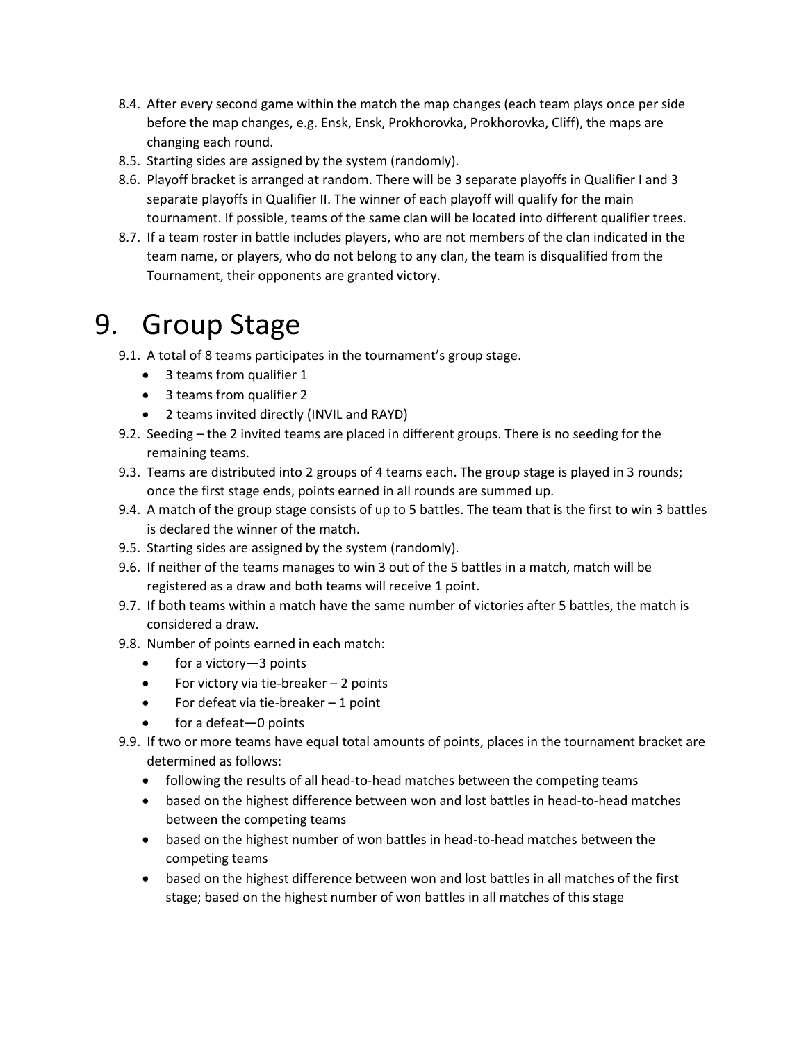8.4. After every second game within the match the map changes (each team plays once per side before the map changes, e.g. Ensk, Ensk, Prokhorovka, Prokhorovka, Cliff), the maps are changing each round.

8.5. Starting sides are assigned by the system (randomly).

8.6. Playoff bracket is arranged at random. There will be 3 separate playoffs in Qualifier I and 3 separate playoffs in Qualifier II. The winner of each playoff will qualify for the main tournament. If possible, teams of the same clan will be located into different qualifier trees.

8.7. If a team roster in battle includes players, who are not members of the clan indicated in the team name, or players, who do not belong to any clan, the team is disqualified from the Tournament, their opponents are granted victory.

# 9. Group Stage

9.1. A total of 8 teams participates in the tournament's group stage.

- 3 teams from qualifier 1
- 3 teams from qualifier 2
- 2 teams invited directly (INVIL and RAYD)

9.2. Seeding – the 2 invited teams are placed in different groups. There is no seeding for the remaining teams.

9.3. Teams are distributed into 2 groups of 4 teams each. The group stage is played in 3 rounds; once the first stage ends, points earned in all rounds are summed up.

9.4. A match of the group stage consists of up to 5 battles. The team that is the first to win 3 battles is declared the winner of the match.

9.5. Starting sides are assigned by the system (randomly).

9.6. If neither of the teams manages to win 3 out of the 5 battles in a match, match will be registered as a draw and both teams will receive 1 point.

9.7. If both teams within a match have the same number of victories after 5 battles, the match is considered a draw.

9.8. Number of points earned in each match:

- for a victory—3 points
- For victory via tie-breaker – 2 points
- For defeat via tie-breaker – 1 point
- for a defeat—0 points

9.9. If two or more teams have equal total amounts of points, places in the tournament bracket are determined as follows:

- following the results of all head-to-head matches between the competing teams
- based on the highest difference between won and lost battles in head-to-head matches between the competing teams
- based on the highest number of won battles in head-to-head matches between the competing teams
- based on the highest difference between won and lost battles in all matches of the first stage; based on the highest number of won battles in all matches of this stage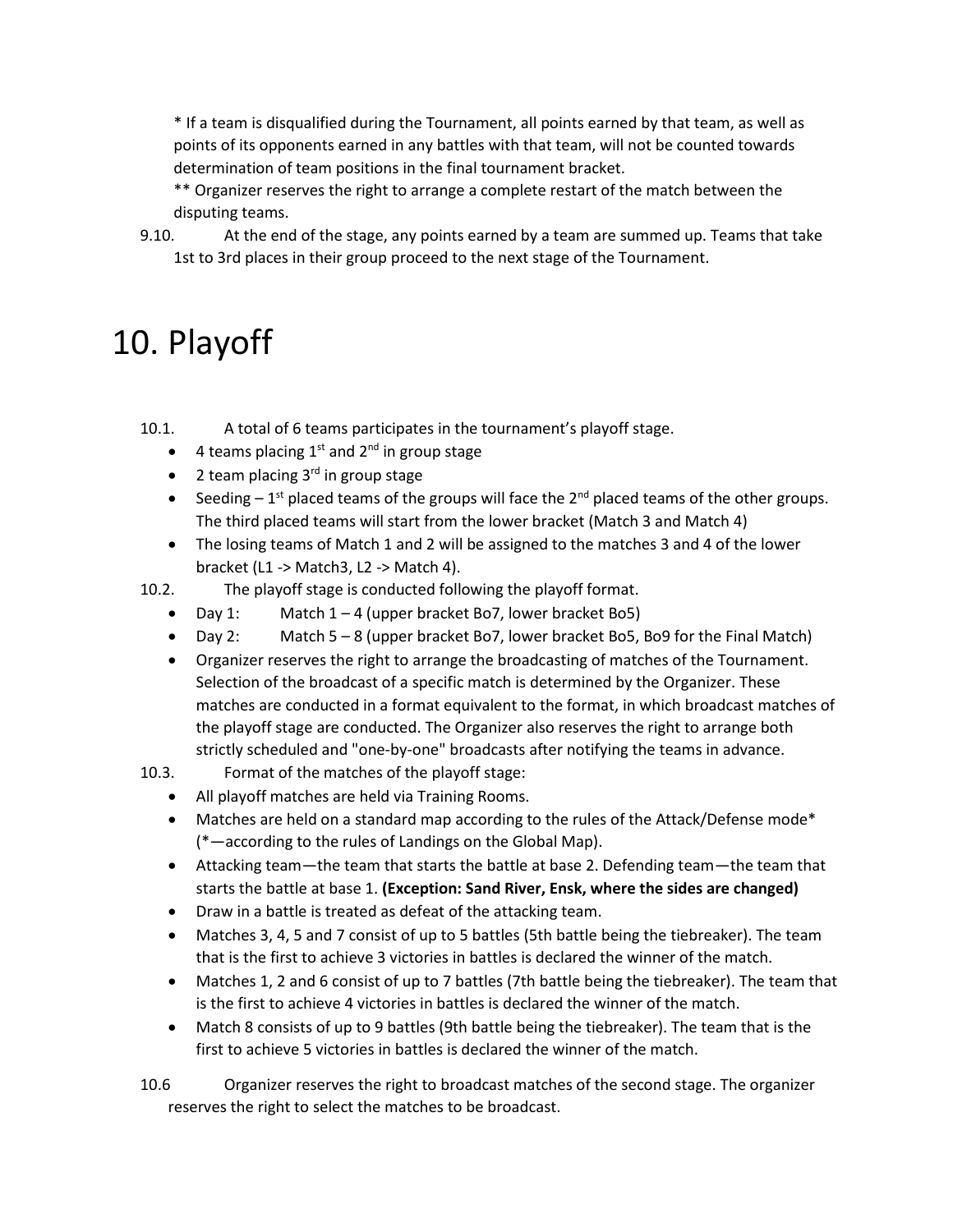\* If a team is disqualified during the Tournament, all points earned by that team, as well as points of its opponents earned in any battles with that team, will not be counted towards determination of team positions in the final tournament bracket.

\*\* Organizer reserves the right to arrange a complete restart of the match between the disputing teams.

9.10. At the end of the stage, any points earned by a team are summed up. Teams that take 1st to 3rd places in their group proceed to the next stage of the Tournament.

# 10. Playoff

10.1. A total of 6 teams participates in the tournament's playoff stage.

- 4 teams placing 1st and 2nd in group stage
- 2 team placing 3rd in group stage
- Seeding – 1st placed teams of the groups will face the 2nd placed teams of the other groups. The third placed teams will start from the lower bracket (Match 3 and Match 4)
- The losing teams of Match 1 and 2 will be assigned to the matches 3 and 4 of the lower bracket (L1 -> Match3, L2 -> Match 4).

10.2. The playoff stage is conducted following the playoff format.

- Day 1: Match 1 – 4 (upper bracket Bo7, lower bracket Bo5)
- Day 2: Match 5 – 8 (upper bracket Bo7, lower bracket Bo5, Bo9 for the Final Match)
- Organizer reserves the right to arrange the broadcasting of matches of the Tournament. Selection of the broadcast of a specific match is determined by the Organizer. These matches are conducted in a format equivalent to the format, in which broadcast matches of the playoff stage are conducted. The Organizer also reserves the right to arrange both strictly scheduled and "one-by-one" broadcasts after notifying the teams in advance.

10.3. Format of the matches of the playoff stage:

- All playoff matches are held via Training Rooms.
- Matches are held on a standard map according to the rules of the Attack/Defense mode\* (\*—according to the rules of Landings on the Global Map).
- Attacking team—the team that starts the battle at base 2. Defending team—the team that starts the battle at base 1. **(Exception: Sand River, Ensk, where the sides are changed)**
- Draw in a battle is treated as defeat of the attacking team.
- Matches 3, 4, 5 and 7 consist of up to 5 battles (5th battle being the tiebreaker). The team that is the first to achieve 3 victories in battles is declared the winner of the match.
- Matches 1, 2 and 6 consist of up to 7 battles (7th battle being the tiebreaker). The team that is the first to achieve 4 victories in battles is declared the winner of the match.
- Match 8 consists of up to 9 battles (9th battle being the tiebreaker). The team that is the first to achieve 5 victories in battles is declared the winner of the match.

10.6 Organizer reserves the right to broadcast matches of the second stage. The organizer reserves the right to select the matches to be broadcast.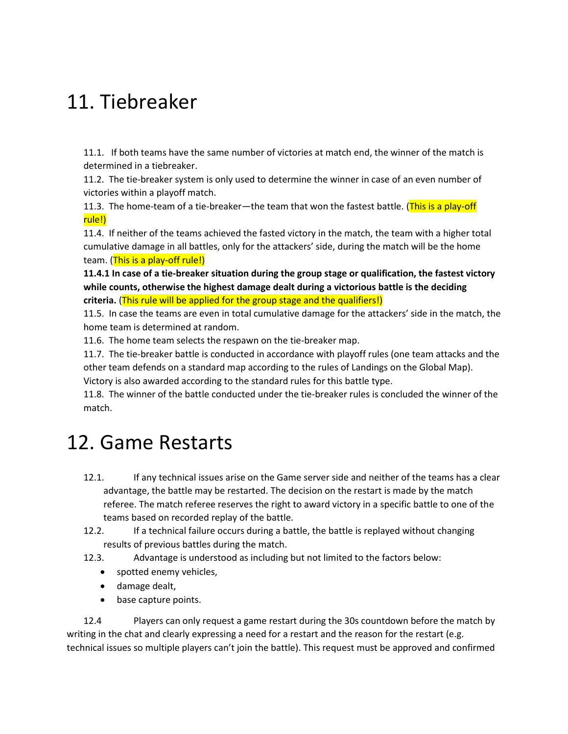# 11. Tiebreaker

11.1. If both teams have the same number of victories at match end, the winner of the match is determined in a tiebreaker.

11.2. The tie-breaker system is only used to determine the winner in case of an even number of victories within a playoff match.

11.3. The home-team of a tie-breaker—the team that won the fastest battle. (This is a play-off rule!)

11.4. If neither of the teams achieved the fasted victory in the match, the team with a higher total cumulative damage in all battles, only for the attackers' side, during the match will be the home team. (This is a play-off rule!)

**11.4.1 In case of a tie-breaker situation during the group stage or qualification, the fastest victory while counts, otherwise the highest damage dealt during a victorious battle is the deciding criteria.** (This rule will be applied for the group stage and the qualifiers!)

11.5. In case the teams are even in total cumulative damage for the attackers' side in the match, the home team is determined at random.

11.6. The home team selects the respawn on the tie-breaker map.

11.7. The tie-breaker battle is conducted in accordance with playoff rules (one team attacks and the other team defends on a standard map according to the rules of Landings on the Global Map). Victory is also awarded according to the standard rules for this battle type.

11.8. The winner of the battle conducted under the tie-breaker rules is concluded the winner of the match.

# 12. Game Restarts

12.1. If any technical issues arise on the Game server side and neither of the teams has a clear advantage, the battle may be restarted. The decision on the restart is made by the match referee. The match referee reserves the right to award victory in a specific battle to one of the teams based on recorded replay of the battle.

12.2. If a technical failure occurs during a battle, the battle is replayed without changing results of previous battles during the match.

12.3. Advantage is understood as including but not limited to the factors below:

- spotted enemy vehicles,
- damage dealt,
- base capture points.

12.4 Players can only request a game restart during the 30s countdown before the match by writing in the chat and clearly expressing a need for a restart and the reason for the restart (e.g. technical issues so multiple players can't join the battle). This request must be approved and confirmed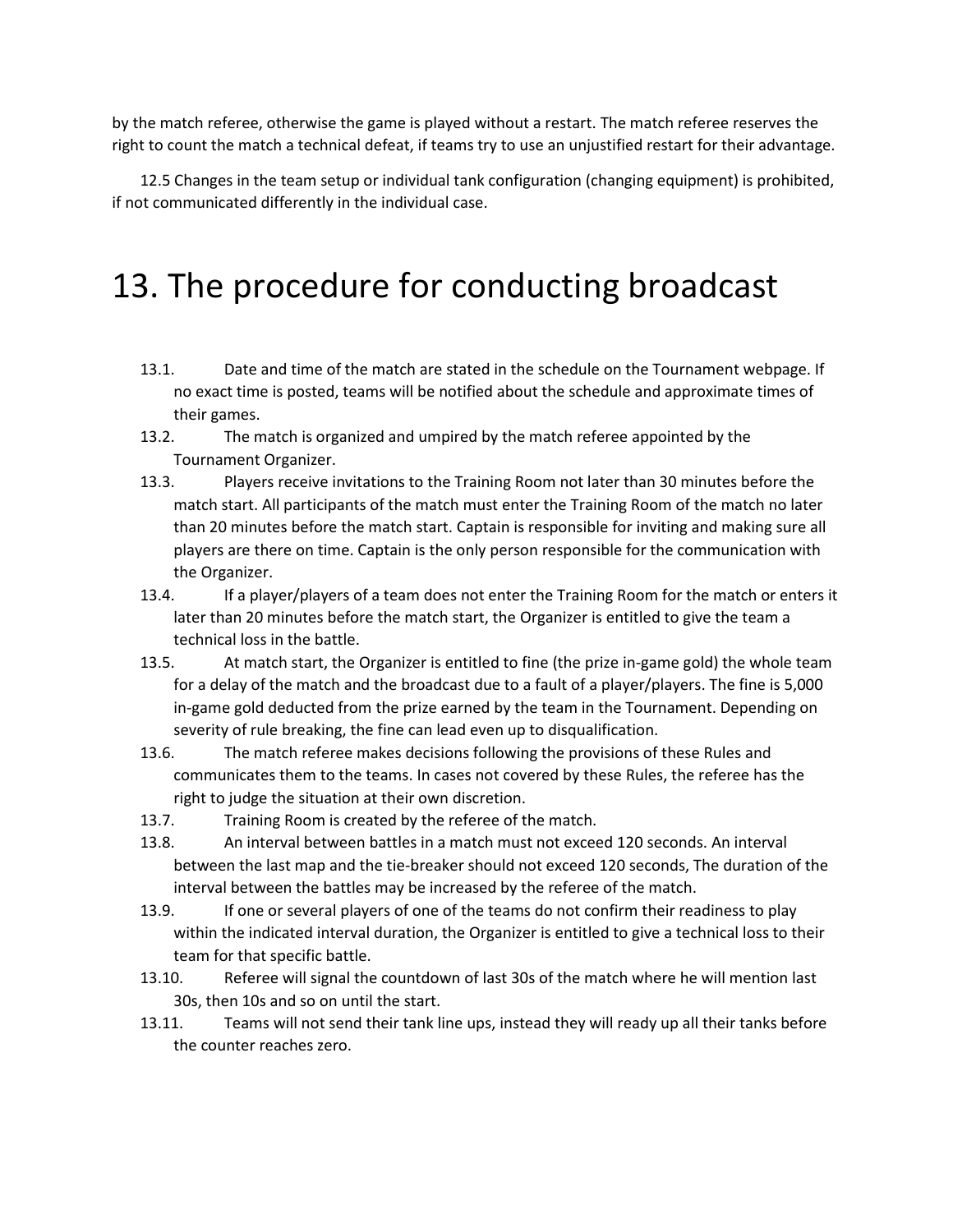by the match referee, otherwise the game is played without a restart. The match referee reserves the right to count the match a technical defeat, if teams try to use an unjustified restart for their advantage.

12.5 Changes in the team setup or individual tank configuration (changing equipment) is prohibited, if not communicated differently in the individual case.

# 13. The procedure for conducting broadcast

13.1. Date and time of the match are stated in the schedule on the Tournament webpage. If no exact time is posted, teams will be notified about the schedule and approximate times of their games.

13.2. The match is organized and umpired by the match referee appointed by the Tournament Organizer.

13.3. Players receive invitations to the Training Room not later than 30 minutes before the match start. All participants of the match must enter the Training Room of the match no later than 20 minutes before the match start. Captain is responsible for inviting and making sure all players are there on time. Captain is the only person responsible for the communication with the Organizer.

13.4. If a player/players of a team does not enter the Training Room for the match or enters it later than 20 minutes before the match start, the Organizer is entitled to give the team a technical loss in the battle.

13.5. At match start, the Organizer is entitled to fine (the prize in-game gold) the whole team for a delay of the match and the broadcast due to a fault of a player/players. The fine is 5,000 in-game gold deducted from the prize earned by the team in the Tournament. Depending on severity of rule breaking, the fine can lead even up to disqualification.

13.6. The match referee makes decisions following the provisions of these Rules and communicates them to the teams. In cases not covered by these Rules, the referee has the right to judge the situation at their own discretion.

13.7. Training Room is created by the referee of the match.

13.8. An interval between battles in a match must not exceed 120 seconds. An interval between the last map and the tie-breaker should not exceed 120 seconds, The duration of the interval between the battles may be increased by the referee of the match.

13.9. If one or several players of one of the teams do not confirm their readiness to play within the indicated interval duration, the Organizer is entitled to give a technical loss to their team for that specific battle.

13.10. Referee will signal the countdown of last 30s of the match where he will mention last 30s, then 10s and so on until the start.

13.11. Teams will not send their tank line ups, instead they will ready up all their tanks before the counter reaches zero.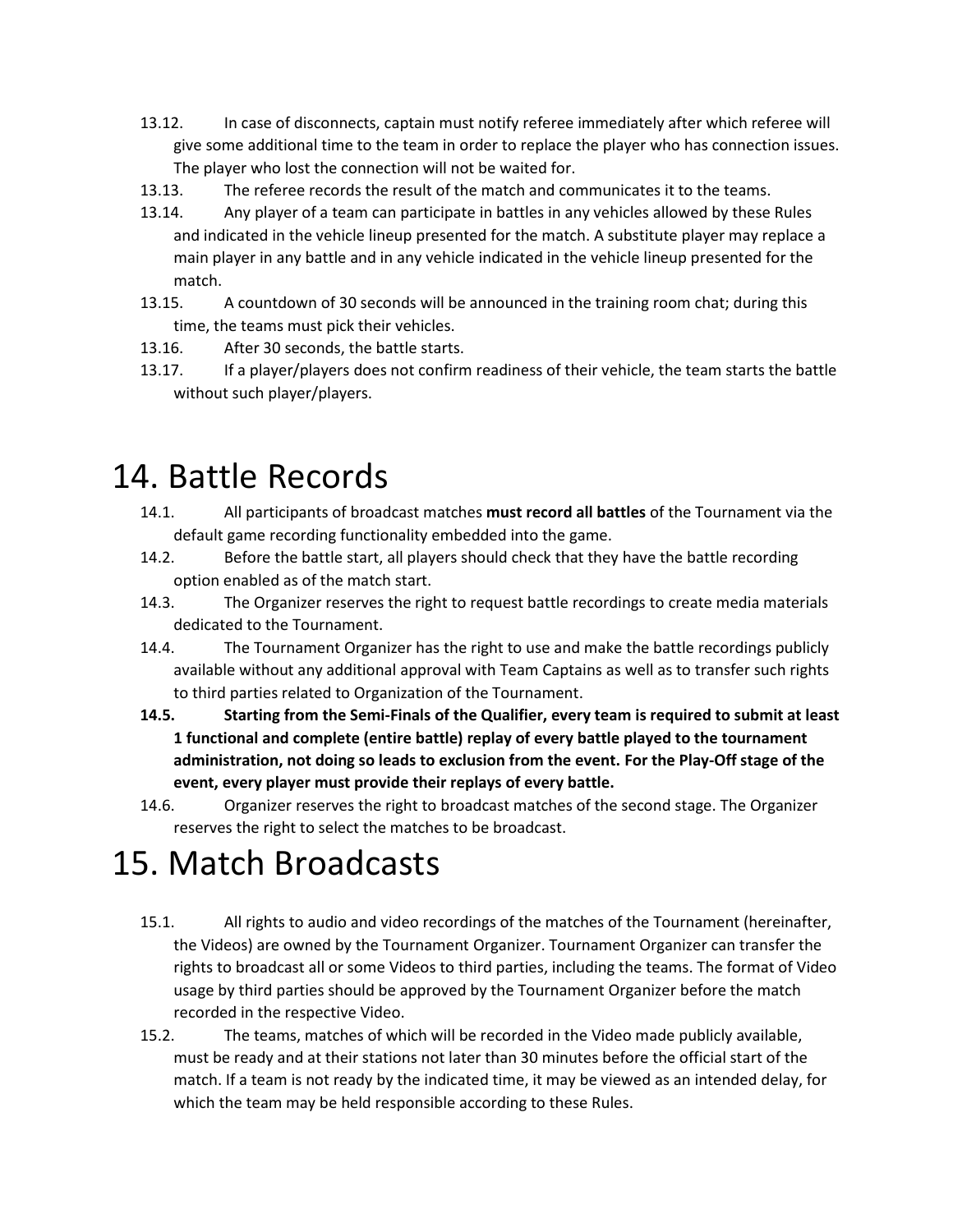13.12. In case of disconnects, captain must notify referee immediately after which referee will give some additional time to the team in order to replace the player who has connection issues. The player who lost the connection will not be waited for.

13.13. The referee records the result of the match and communicates it to the teams.

13.14. Any player of a team can participate in battles in any vehicles allowed by these Rules and indicated in the vehicle lineup presented for the match. A substitute player may replace a main player in any battle and in any vehicle indicated in the vehicle lineup presented for the match.

13.15. A countdown of 30 seconds will be announced in the training room chat; during this time, the teams must pick their vehicles.

13.16. After 30 seconds, the battle starts.

13.17. If a player/players does not confirm readiness of their vehicle, the team starts the battle without such player/players.

# 14. Battle Records

14.1. All participants of broadcast matches **must record all battles** of the Tournament via the default game recording functionality embedded into the game.

14.2. Before the battle start, all players should check that they have the battle recording option enabled as of the match start.

14.3. The Organizer reserves the right to request battle recordings to create media materials dedicated to the Tournament.

14.4. The Tournament Organizer has the right to use and make the battle recordings publicly available without any additional approval with Team Captains as well as to transfer such rights to third parties related to Organization of the Tournament.

**14.5. Starting from the Semi-Finals of the Qualifier, every team is required to submit at least 1 functional and complete (entire battle) replay of every battle played to the tournament administration, not doing so leads to exclusion from the event. For the Play-Off stage of the event, every player must provide their replays of every battle.**

14.6. Organizer reserves the right to broadcast matches of the second stage. The Organizer reserves the right to select the matches to be broadcast.

# 15. Match Broadcasts

15.1. All rights to audio and video recordings of the matches of the Tournament (hereinafter, the Videos) are owned by the Tournament Organizer. Tournament Organizer can transfer the rights to broadcast all or some Videos to third parties, including the teams. The format of Video usage by third parties should be approved by the Tournament Organizer before the match recorded in the respective Video.

15.2. The teams, matches of which will be recorded in the Video made publicly available, must be ready and at their stations not later than 30 minutes before the official start of the match. If a team is not ready by the indicated time, it may be viewed as an intended delay, for which the team may be held responsible according to these Rules.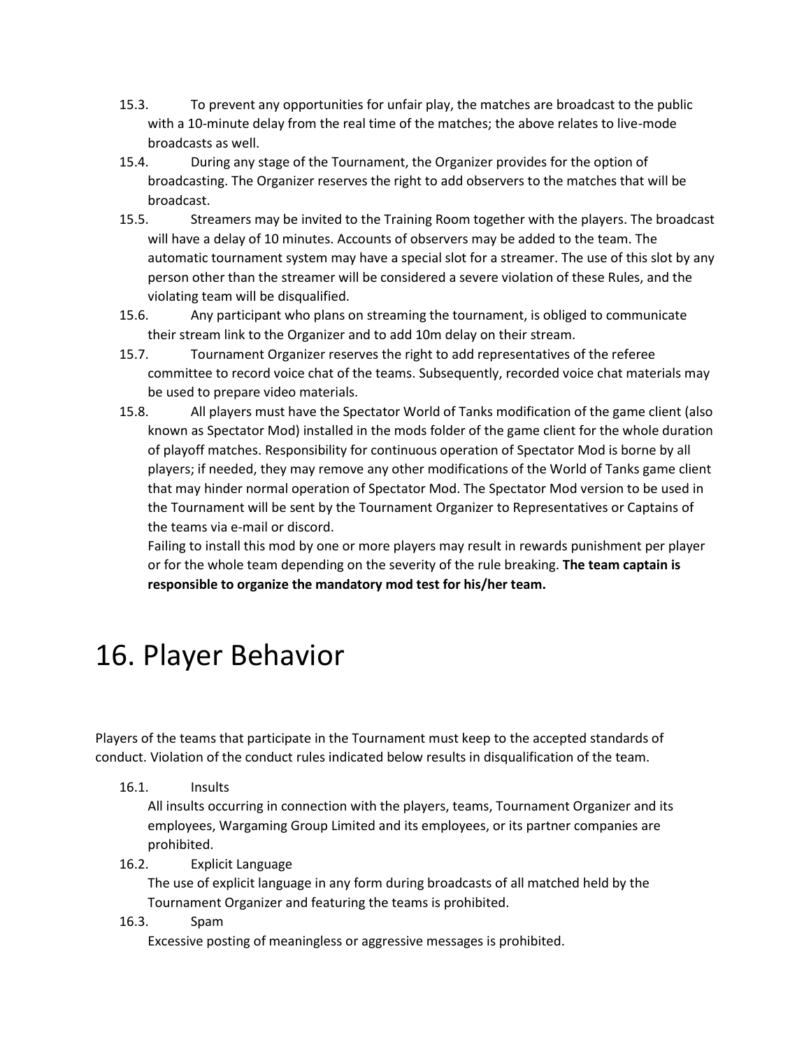15.3. To prevent any opportunities for unfair play, the matches are broadcast to the public with a 10-minute delay from the real time of the matches; the above relates to live-mode broadcasts as well.

15.4. During any stage of the Tournament, the Organizer provides for the option of broadcasting. The Organizer reserves the right to add observers to the matches that will be broadcast.

15.5. Streamers may be invited to the Training Room together with the players. The broadcast will have a delay of 10 minutes. Accounts of observers may be added to the team. The automatic tournament system may have a special slot for a streamer. The use of this slot by any person other than the streamer will be considered a severe violation of these Rules, and the violating team will be disqualified.

15.6. Any participant who plans on streaming the tournament, is obliged to communicate their stream link to the Organizer and to add 10m delay on their stream.

15.7. Tournament Organizer reserves the right to add representatives of the referee committee to record voice chat of the teams. Subsequently, recorded voice chat materials may be used to prepare video materials.

15.8. All players must have the Spectator World of Tanks modification of the game client (also known as Spectator Mod) installed in the mods folder of the game client for the whole duration of playoff matches. Responsibility for continuous operation of Spectator Mod is borne by all players; if needed, they may remove any other modifications of the World of Tanks game client that may hinder normal operation of Spectator Mod. The Spectator Mod version to be used in the Tournament will be sent by the Tournament Organizer to Representatives or Captains of the teams via e-mail or discord.

Failing to install this mod by one or more players may result in rewards punishment per player or for the whole team depending on the severity of the rule breaking. **The team captain is responsible to organize the mandatory mod test for his/her team.**

# 16. Player Behavior

Players of the teams that participate in the Tournament must keep to the accepted standards of conduct. Violation of the conduct rules indicated below results in disqualification of the team.

16.1. Insults

All insults occurring in connection with the players, teams, Tournament Organizer and its employees, Wargaming Group Limited and its employees, or its partner companies are prohibited.

16.2. Explicit Language

The use of explicit language in any form during broadcasts of all matched held by the Tournament Organizer and featuring the teams is prohibited.

16.3. Spam

Excessive posting of meaningless or aggressive messages is prohibited.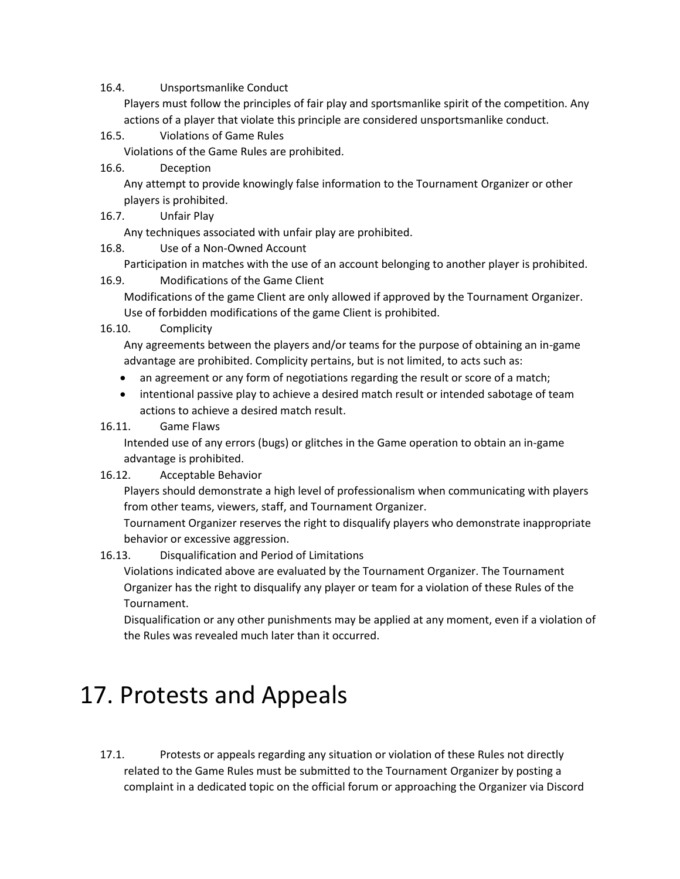16.4. Unsportsmanlike Conduct

Players must follow the principles of fair play and sportsmanlike spirit of the competition. Any actions of a player that violate this principle are considered unsportsmanlike conduct.

16.5. Violations of Game Rules

Violations of the Game Rules are prohibited.

16.6. Deception

Any attempt to provide knowingly false information to the Tournament Organizer or other players is prohibited.

16.7. Unfair Play

Any techniques associated with unfair play are prohibited.

16.8. Use of a Non-Owned Account

Participation in matches with the use of an account belonging to another player is prohibited.

16.9. Modifications of the Game Client

Modifications of the game Client are only allowed if approved by the Tournament Organizer. Use of forbidden modifications of the game Client is prohibited.

16.10. Complicity

Any agreements between the players and/or teams for the purpose of obtaining an in-game advantage are prohibited. Complicity pertains, but is not limited, to acts such as:

- an agreement or any form of negotiations regarding the result or score of a match;
- intentional passive play to achieve a desired match result or intended sabotage of team actions to achieve a desired match result.

16.11. Game Flaws

Intended use of any errors (bugs) or glitches in the Game operation to obtain an in-game advantage is prohibited.

16.12. Acceptable Behavior

Players should demonstrate a high level of professionalism when communicating with players from other teams, viewers, staff, and Tournament Organizer.

Tournament Organizer reserves the right to disqualify players who demonstrate inappropriate behavior or excessive aggression.

16.13. Disqualification and Period of Limitations

Violations indicated above are evaluated by the Tournament Organizer. The Tournament Organizer has the right to disqualify any player or team for a violation of these Rules of the Tournament.

Disqualification or any other punishments may be applied at any moment, even if a violation of the Rules was revealed much later than it occurred.

# 17. Protests and Appeals

17.1. Protests or appeals regarding any situation or violation of these Rules not directly related to the Game Rules must be submitted to the Tournament Organizer by posting a complaint in a dedicated topic on the official forum or approaching the Organizer via Discord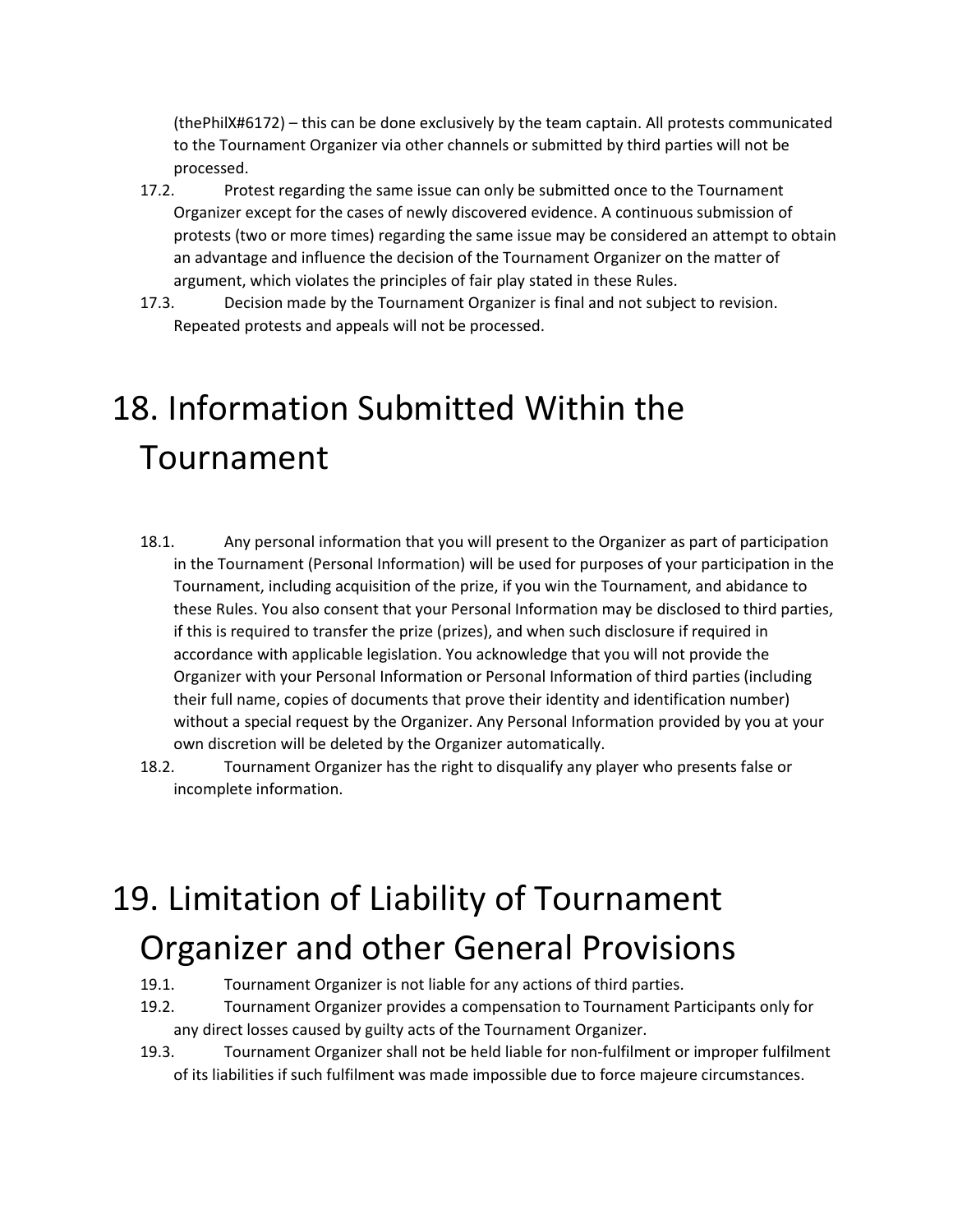(thePhilX#6172) – this can be done exclusively by the team captain. All protests communicated to the Tournament Organizer via other channels or submitted by third parties will not be processed.

17.2. Protest regarding the same issue can only be submitted once to the Tournament Organizer except for the cases of newly discovered evidence. A continuous submission of protests (two or more times) regarding the same issue may be considered an attempt to obtain an advantage and influence the decision of the Tournament Organizer on the matter of argument, which violates the principles of fair play stated in these Rules.

17.3. Decision made by the Tournament Organizer is final and not subject to revision. Repeated protests and appeals will not be processed.

# 18. Information Submitted Within the Tournament

18.1. Any personal information that you will present to the Organizer as part of participation in the Tournament (Personal Information) will be used for purposes of your participation in the Tournament, including acquisition of the prize, if you win the Tournament, and abidance to these Rules. You also consent that your Personal Information may be disclosed to third parties, if this is required to transfer the prize (prizes), and when such disclosure if required in accordance with applicable legislation. You acknowledge that you will not provide the Organizer with your Personal Information or Personal Information of third parties (including their full name, copies of documents that prove their identity and identification number) without a special request by the Organizer. Any Personal Information provided by you at your own discretion will be deleted by the Organizer automatically.

18.2. Tournament Organizer has the right to disqualify any player who presents false or incomplete information.

# 19. Limitation of Liability of Tournament Organizer and other General Provisions

19.1. Tournament Organizer is not liable for any actions of third parties.

19.2. Tournament Organizer provides a compensation to Tournament Participants only for any direct losses caused by guilty acts of the Tournament Organizer.

19.3. Tournament Organizer shall not be held liable for non-fulfilment or improper fulfilment of its liabilities if such fulfilment was made impossible due to force majeure circumstances.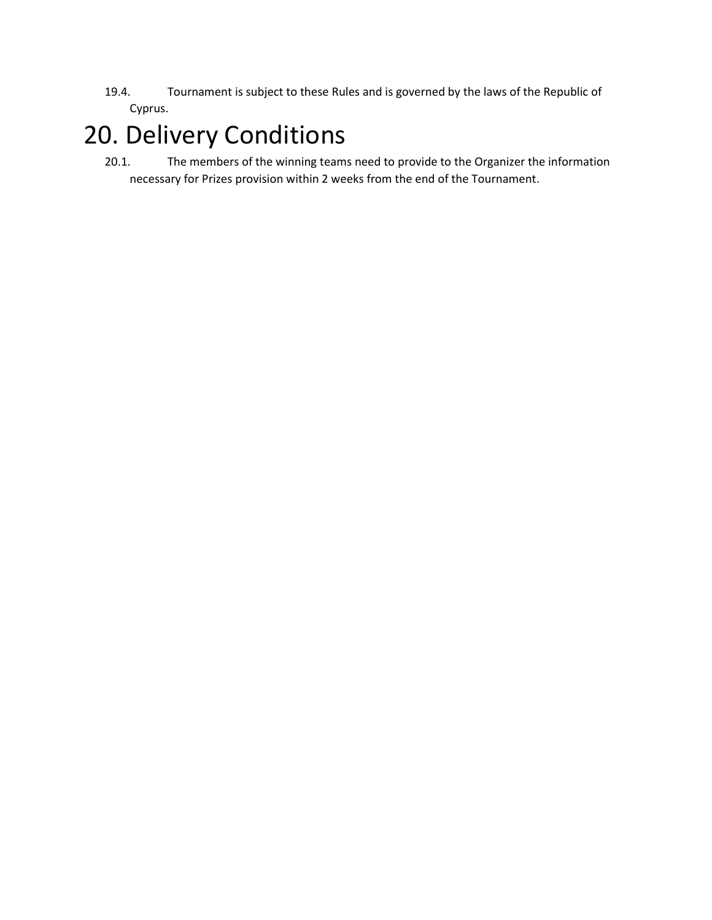19.4. Tournament is subject to these Rules and is governed by the laws of the Republic of Cyprus.

# 20. Delivery Conditions

20.1. The members of the winning teams need to provide to the Organizer the information necessary for Prizes provision within 2 weeks from the end of the Tournament.